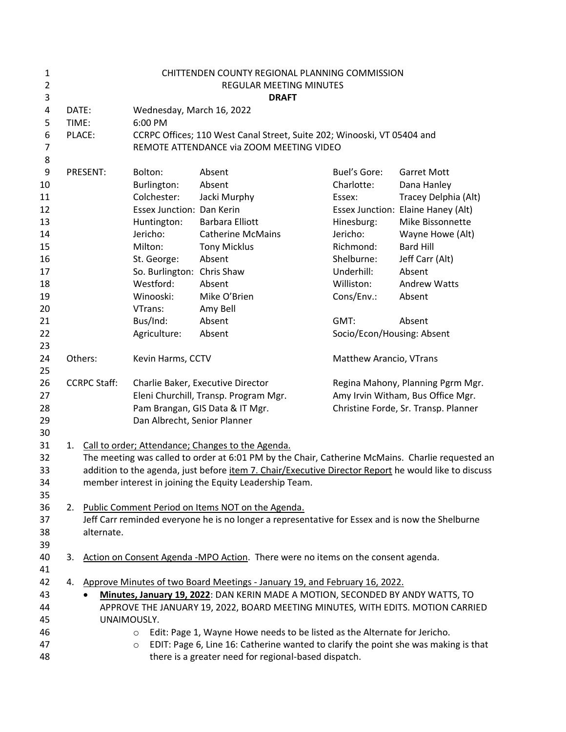CHITTENDEN COUNTY REGIONAL PLANNING COMMISSION
REGULAR MEETING MINUTES
**DRAFT**

DATE: Wednesday, March 16, 2022
TIME: 6:00 PM
PLACE: CCRPC Offices; 110 West Canal Street, Suite 202; Winooski, VT 05404 and REMOTE ATTENDANCE via ZOOM MEETING VIDEO

PRESENT:

| | | | |
|---|---|---|---|
| Bolton: | Absent | Buel's Gore: | Garret Mott |
| Burlington: | Absent | Charlotte: | Dana Hanley |
| Colchester: | Jacki Murphy | Essex: | Tracey Delphia (Alt) |
| Essex Junction: | Dan Kerin | Essex Junction: | Elaine Haney (Alt) |
| Huntington: | Barbara Elliott | Hinesburg: | Mike Bissonnette |
| Jericho: | Catherine McMains | Jericho: | Wayne Howe (Alt) |
| Milton: | Tony Micklus | Richmond: | Bard Hill |
| St. George: | Absent | Shelburne: | Jeff Carr (Alt) |
| So. Burlington: | Chris Shaw | Underhill: | Absent |
| Westford: | Absent | Williston: | Andrew Watts |
| Winooski: | Mike O'Brien | Cons/Env.: | Absent |
| VTrans: | Amy Bell | | |
| Bus/Ind: | Absent | GMT: | Absent |
| Agriculture: | Absent | Socio/Econ/Housing: | Absent |

Others: Kevin Harms, CCTV; Matthew Arancio, VTrans

CCRPC Staff: Charlie Baker, Executive Director; Regina Mahony, Planning Pgrm Mgr.; Eleni Churchill, Transp. Program Mgr.; Amy Irvin Witham, Bus Office Mgr.; Pam Brangan, GIS Data & IT Mgr.; Christine Forde, Sr. Transp. Planner; Dan Albrecht, Senior Planner

1. Call to order; Attendance; Changes to the Agenda.
   The meeting was called to order at 6:01 PM by the Chair, Catherine McMains. Charlie requested an addition to the agenda, just before item 7. Chair/Executive Director Report he would like to discuss member interest in joining the Equity Leadership Team.

2. Public Comment Period on Items NOT on the Agenda.
   Jeff Carr reminded everyone he is no longer a representative for Essex and is now the Shelburne alternate.

3. Action on Consent Agenda -MPO Action. There were no items on the consent agenda.

4. Approve Minutes of two Board Meetings - January 19, and February 16, 2022.
   - **Minutes, January 19, 2022**: DAN KERIN MADE A MOTION, SECONDED BY ANDY WATTS, TO APPROVE THE JANUARY 19, 2022, BOARD MEETING MINUTES, WITH EDITS. MOTION CARRIED UNAIMOUSLY.
     - Edit: Page 1, Wayne Howe needs to be listed as the Alternate for Jericho.
     - EDIT: Page 6, Line 16: Catherine wanted to clarify the point she was making is that there is a greater need for regional-based dispatch.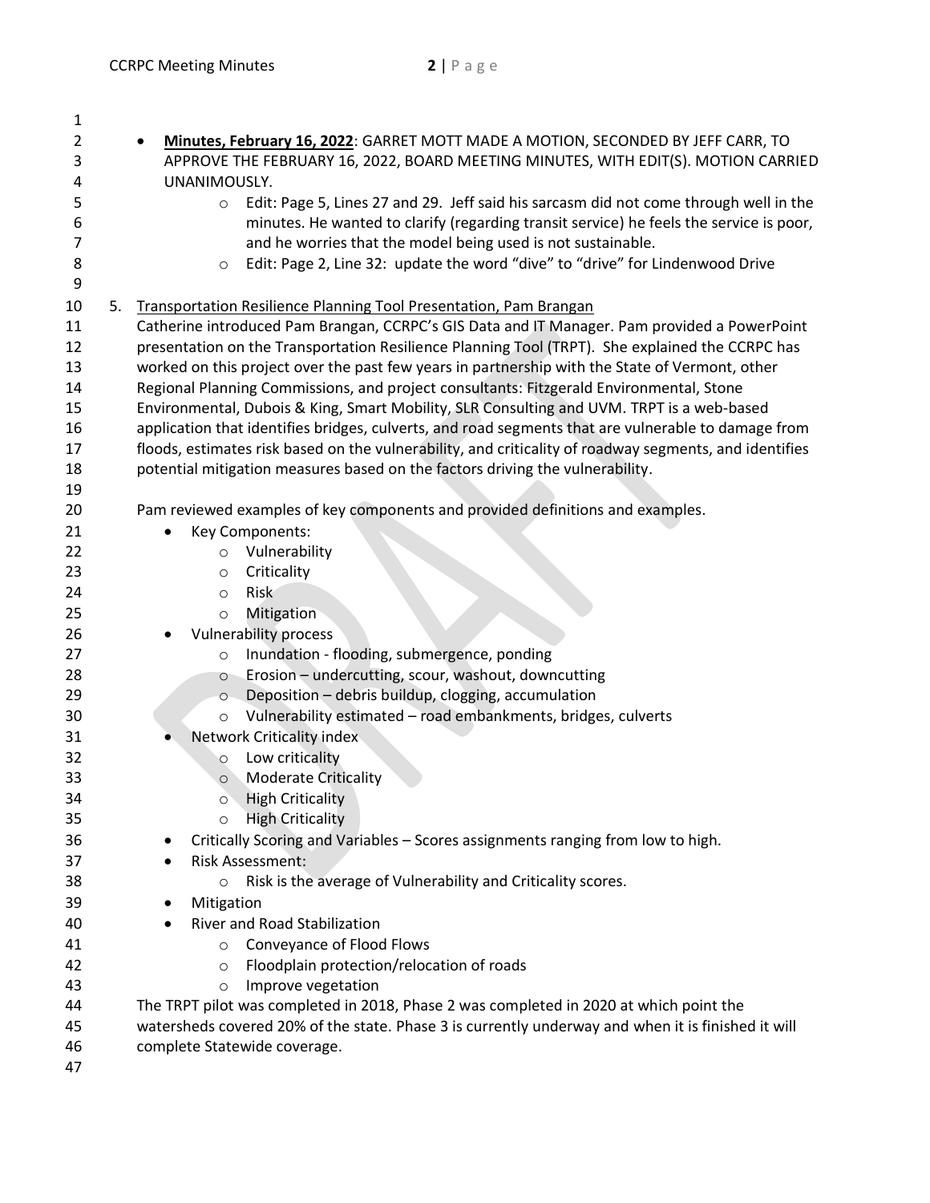- **Minutes, February 16, 2022**: GARRET MOTT MADE A MOTION, SECONDED BY JEFF CARR, TO APPROVE THE FEBRUARY 16, 2022, BOARD MEETING MINUTES, WITH EDIT(S). MOTION CARRIED UNANIMOUSLY.
    - Edit: Page 5, Lines 27 and 29. Jeff said his sarcasm did not come through well in the minutes. He wanted to clarify (regarding transit service) he feels the service is poor, and he worries that the model being used is not sustainable.
    - Edit: Page 2, Line 32: update the word "dive" to "drive" for Lindenwood Drive

5. Transportation Resilience Planning Tool Presentation, Pam Brangan

Catherine introduced Pam Brangan, CCRPC's GIS Data and IT Manager. Pam provided a PowerPoint presentation on the Transportation Resilience Planning Tool (TRPT). She explained the CCRPC has worked on this project over the past few years in partnership with the State of Vermont, other Regional Planning Commissions, and project consultants: Fitzgerald Environmental, Stone Environmental, Dubois & King, Smart Mobility, SLR Consulting and UVM. TRPT is a web-based application that identifies bridges, culverts, and road segments that are vulnerable to damage from floods, estimates risk based on the vulnerability, and criticality of roadway segments, and identifies potential mitigation measures based on the factors driving the vulnerability.

Pam reviewed examples of key components and provided definitions and examples.

- Key Components:
    - Vulnerability
    - Criticality
    - Risk
    - Mitigation
- Vulnerability process
    - Inundation - flooding, submergence, ponding
    - Erosion – undercutting, scour, washout, downcutting
    - Deposition – debris buildup, clogging, accumulation
    - Vulnerability estimated – road embankments, bridges, culverts
- Network Criticality index
    - Low criticality
    - Moderate Criticality
    - High Criticality
    - High Criticality
- Critically Scoring and Variables – Scores assignments ranging from low to high.
- Risk Assessment:
    - Risk is the average of Vulnerability and Criticality scores.
- Mitigation
- River and Road Stabilization
    - Conveyance of Flood Flows
    - Floodplain protection/relocation of roads
    - Improve vegetation

The TRPT pilot was completed in 2018, Phase 2 was completed in 2020 at which point the watersheds covered 20% of the state. Phase 3 is currently underway and when it is finished it will complete Statewide coverage.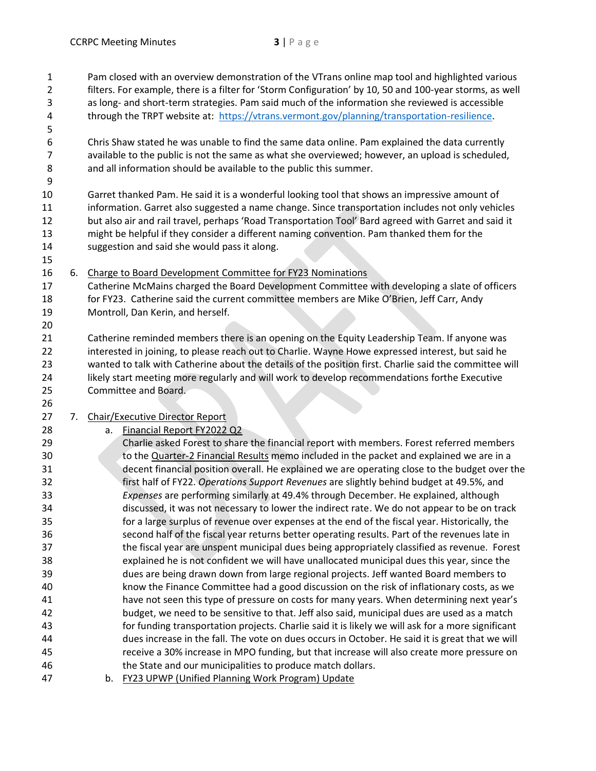Pam closed with an overview demonstration of the VTrans online map tool and highlighted various filters. For example, there is a filter for 'Storm Configuration' by 10, 50 and 100-year storms, as well as long- and short-term strategies. Pam said much of the information she reviewed is accessible through the TRPT website at: https://vtrans.vermont.gov/planning/transportation-resilience.

Chris Shaw stated he was unable to find the same data online. Pam explained the data currently available to the public is not the same as what she overviewed; however, an upload is scheduled, and all information should be available to the public this summer.

Garret thanked Pam. He said it is a wonderful looking tool that shows an impressive amount of information. Garret also suggested a name change. Since transportation includes not only vehicles but also air and rail travel, perhaps 'Road Transportation Tool' Bard agreed with Garret and said it might be helpful if they consider a different naming convention. Pam thanked them for the suggestion and said she would pass it along.

6. Charge to Board Development Committee for FY23 Nominations

Catherine McMains charged the Board Development Committee with developing a slate of officers for FY23. Catherine said the current committee members are Mike O'Brien, Jeff Carr, Andy Montroll, Dan Kerin, and herself.

Catherine reminded members there is an opening on the Equity Leadership Team. If anyone was interested in joining, to please reach out to Charlie. Wayne Howe expressed interest, but said he wanted to talk with Catherine about the details of the position first. Charlie said the committee will likely start meeting more regularly and will work to develop recommendations forthe Executive Committee and Board.

7. Chair/Executive Director Report

   a. Financial Report FY2022 Q2

   Charlie asked Forest to share the financial report with members. Forest referred members to the Quarter-2 Financial Results memo included in the packet and explained we are in a decent financial position overall. He explained we are operating close to the budget over the first half of FY22. *Operations Support Revenues* are slightly behind budget at 49.5%, and *Expenses* are performing similarly at 49.4% through December. He explained, although discussed, it was not necessary to lower the indirect rate. We do not appear to be on track for a large surplus of revenue over expenses at the end of the fiscal year. Historically, the second half of the fiscal year returns better operating results. Part of the revenues late in the fiscal year are unspent municipal dues being appropriately classified as revenue. Forest explained he is not confident we will have unallocated municipal dues this year, since the dues are being drawn down from large regional projects. Jeff wanted Board members to know the Finance Committee had a good discussion on the risk of inflationary costs, as we have not seen this type of pressure on costs for many years. When determining next year's budget, we need to be sensitive to that. Jeff also said, municipal dues are used as a match for funding transportation projects. Charlie said it is likely we will ask for a more significant dues increase in the fall. The vote on dues occurs in October. He said it is great that we will receive a 30% increase in MPO funding, but that increase will also create more pressure on the State and our municipalities to produce match dollars.

   b. FY23 UPWP (Unified Planning Work Program) Update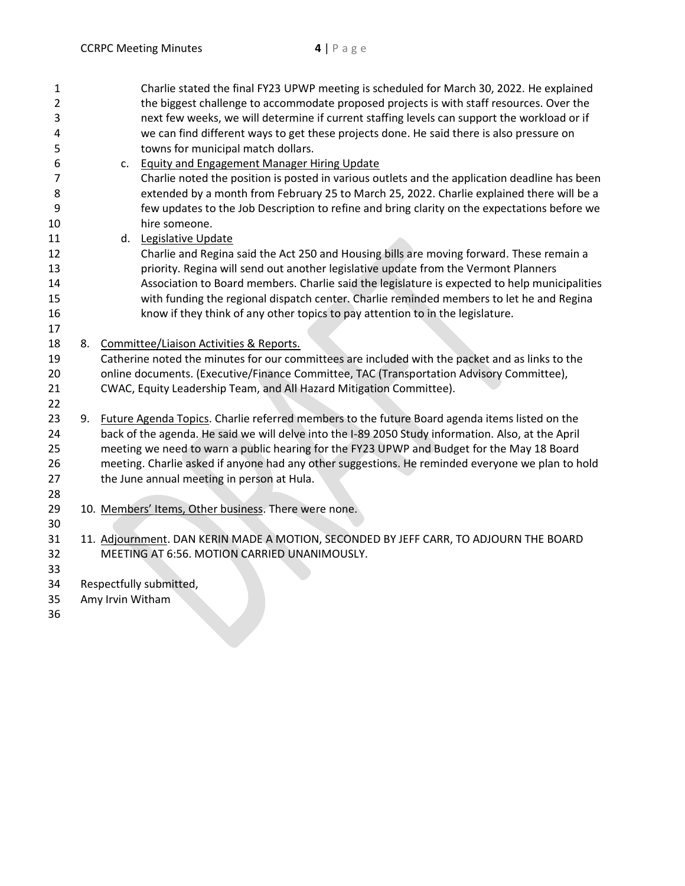Charlie stated the final FY23 UPWP meeting is scheduled for March 30, 2022. He explained the biggest challenge to accommodate proposed projects is with staff resources. Over the next few weeks, we will determine if current staffing levels can support the workload or if we can find different ways to get these projects done. He said there is also pressure on towns for municipal match dollars.

c. Equity and Engagement Manager Hiring Update
   Charlie noted the position is posted in various outlets and the application deadline has been extended by a month from February 25 to March 25, 2022. Charlie explained there will be a few updates to the Job Description to refine and bring clarity on the expectations before we hire someone.

d. Legislative Update
   Charlie and Regina said the Act 250 and Housing bills are moving forward. These remain a priority. Regina will send out another legislative update from the Vermont Planners Association to Board members. Charlie said the legislature is expected to help municipalities with funding the regional dispatch center. Charlie reminded members to let he and Regina know if they think of any other topics to pay attention to in the legislature.

8. Committee/Liaison Activities & Reports.
   Catherine noted the minutes for our committees are included with the packet and as links to the online documents. (Executive/Finance Committee, TAC (Transportation Advisory Committee), CWAC, Equity Leadership Team, and All Hazard Mitigation Committee).

9. Future Agenda Topics. Charlie referred members to the future Board agenda items listed on the back of the agenda. He said we will delve into the I-89 2050 Study information. Also, at the April meeting we need to warn a public hearing for the FY23 UPWP and Budget for the May 18 Board meeting. Charlie asked if anyone had any other suggestions. He reminded everyone we plan to hold the June annual meeting in person at Hula.

10. Members' Items, Other business. There were none.

11. Adjournment. DAN KERIN MADE A MOTION, SECONDED BY JEFF CARR, TO ADJOURN THE BOARD MEETING AT 6:56. MOTION CARRIED UNANIMOUSLY.

Respectfully submitted,
Amy Irvin Witham